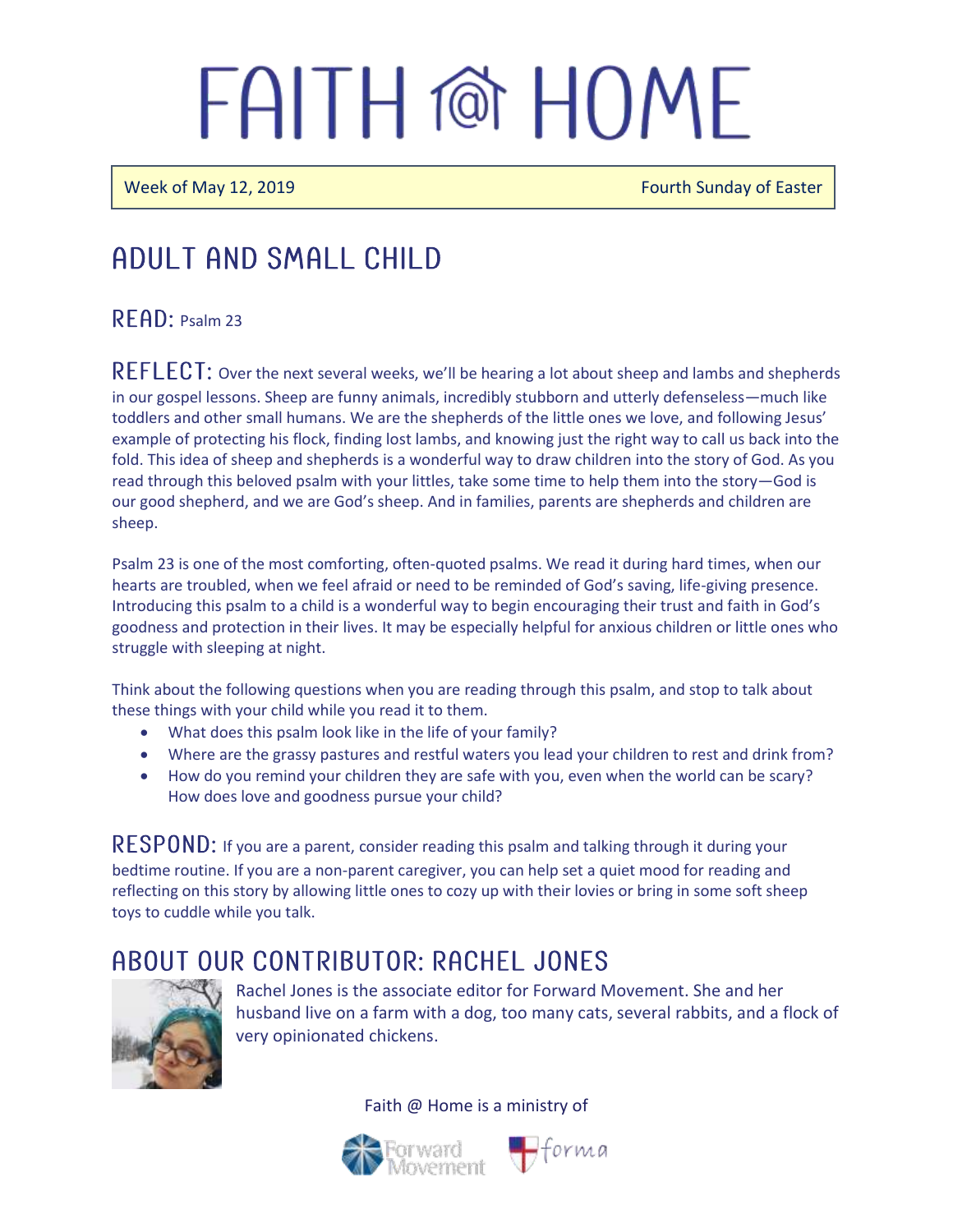# FAITH @ HOME

Week of May 12, 2019 | Fourth Sunday of Easter

## ADULT AND SMALL CHILD

### READ: Psalm 23

**REFLECT:** Over the next several weeks, we'll be hearing a lot about sheep and lambs and shepherds in our gospel lessons. Sheep are funny animals, incredibly stubborn and utterly defenseless—much like toddlers and other small humans. We are the shepherds of the little ones we love, and following Jesus' example of protecting his flock, finding lost lambs, and knowing just the right way to call us back into the fold. This idea of sheep and shepherds is a wonderful way to draw children into the story of God. As you read through this beloved psalm with your littles, take some time to help them into the story—God is our good shepherd, and we are God's sheep. And in families, parents are shepherds and children are sheep.

Psalm 23 is one of the most comforting, often-quoted psalms. We read it during hard times, when our hearts are troubled, when we feel afraid or need to be reminded of God's saving, life-giving presence. Introducing this psalm to a child is a wonderful way to begin encouraging their trust and faith in God's goodness and protection in their lives. It may be especially helpful for anxious children or little ones who struggle with sleeping at night.

Think about the following questions when you are reading through this psalm, and stop to talk about these things with your child while you read it to them.

- What does this psalm look like in the life of your family?
- Where are the grassy pastures and restful waters you lead your children to rest and drink from?
- How do you remind your children they are safe with you, even when the world can be scary? How does love and goodness pursue your child?

**RESPOND:** If you are a parent, consider reading this psalm and talking through it during your bedtime routine. If you are a non-parent caregiver, you can help set a quiet mood for reading and reflecting on this story by allowing little ones to cozy up with their lovies or bring in some soft sheep toys to cuddle while you talk.

## ABOUT OUR CONTRIBUTOR: RACHEL JONES

Rachel Jones is the associate editor for Forward Movement. She and her husband live on a farm with a dog, too many cats, several rabbits, and a flock of very opinionated chickens.

Faith @ Home is a ministry of Forward Movement and forma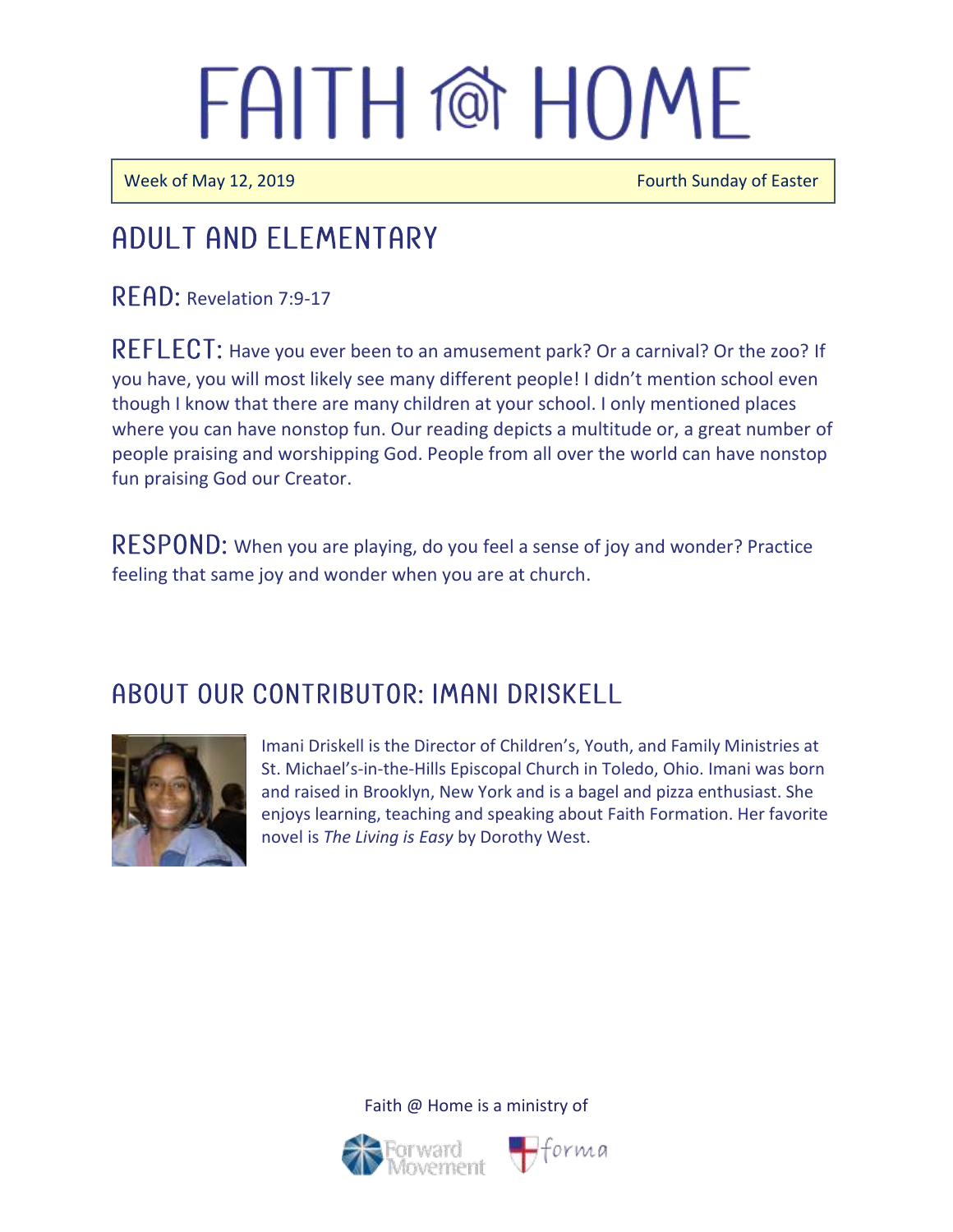# FAITH @ HOME

Week of May 12, 2019 Fourth Sunday of Easter

## ADULT AND ELEMENTARY

**READ:** Revelation 7:9-17

**REFLECT:** Have you ever been to an amusement park? Or a carnival? Or the zoo? If you have, you will most likely see many different people! I didn't mention school even though I know that there are many children at your school. I only mentioned places where you can have nonstop fun. Our reading depicts a multitude or, a great number of people praising and worshipping God. People from all over the world can have nonstop fun praising God our Creator.

**RESPOND:** When you are playing, do you feel a sense of joy and wonder? Practice feeling that same joy and wonder when you are at church.

## ABOUT OUR CONTRIBUTOR: IMANI DRISKELL

Imani Driskell is the Director of Children's, Youth, and Family Ministries at St. Michael's-in-the-Hills Episcopal Church in Toledo, Ohio. Imani was born and raised in Brooklyn, New York and is a bagel and pizza enthusiast. She enjoys learning, teaching and speaking about Faith Formation. Her favorite novel is *The Living is Easy* by Dorothy West.

Faith @ Home is a ministry of

Forward Movement forma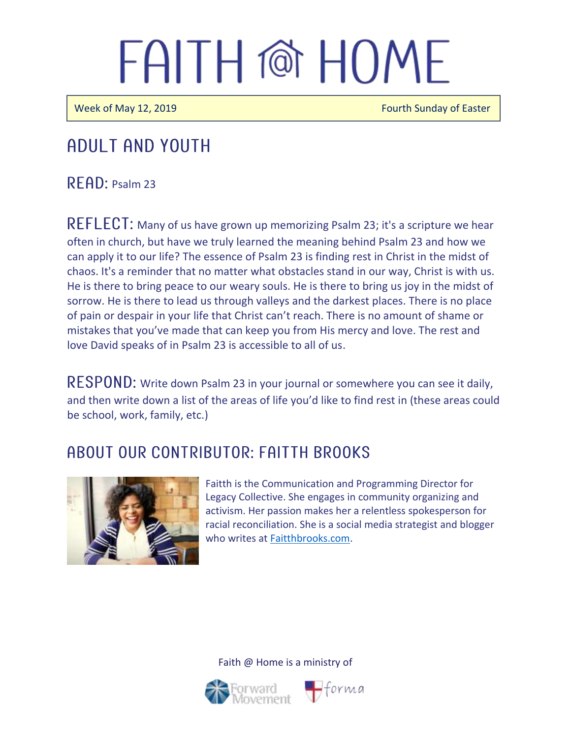# FAITH @ HOME

Week of May 12, 2019 | Fourth Sunday of Easter

## ADULT AND YOUTH

**READ:** Psalm 23

**REFLECT:** Many of us have grown up memorizing Psalm 23; it's a scripture we hear often in church, but have we truly learned the meaning behind Psalm 23 and how we can apply it to our life? The essence of Psalm 23 is finding rest in Christ in the midst of chaos. It's a reminder that no matter what obstacles stand in our way, Christ is with us. He is there to bring peace to our weary souls. He is there to bring us joy in the midst of sorrow. He is there to lead us through valleys and the darkest places. There is no place of pain or despair in your life that Christ can't reach. There is no amount of shame or mistakes that you've made that can keep you from His mercy and love. The rest and love David speaks of in Psalm 23 is accessible to all of us.

**RESPOND:** Write down Psalm 23 in your journal or somewhere you can see it daily, and then write down a list of the areas of life you'd like to find rest in (these areas could be school, work, family, etc.)

## ABOUT OUR CONTRIBUTOR: FAITTH BROOKS

Faith is the Communication and Programming Director for Legacy Collective. She engages in community organizing and activism. Her passion makes her a relentless spokesperson for racial reconciliation. She is a social media strategist and blogger who writes at Faitthbrooks.com.

Faith @ Home is a ministry of Forward Movement and forma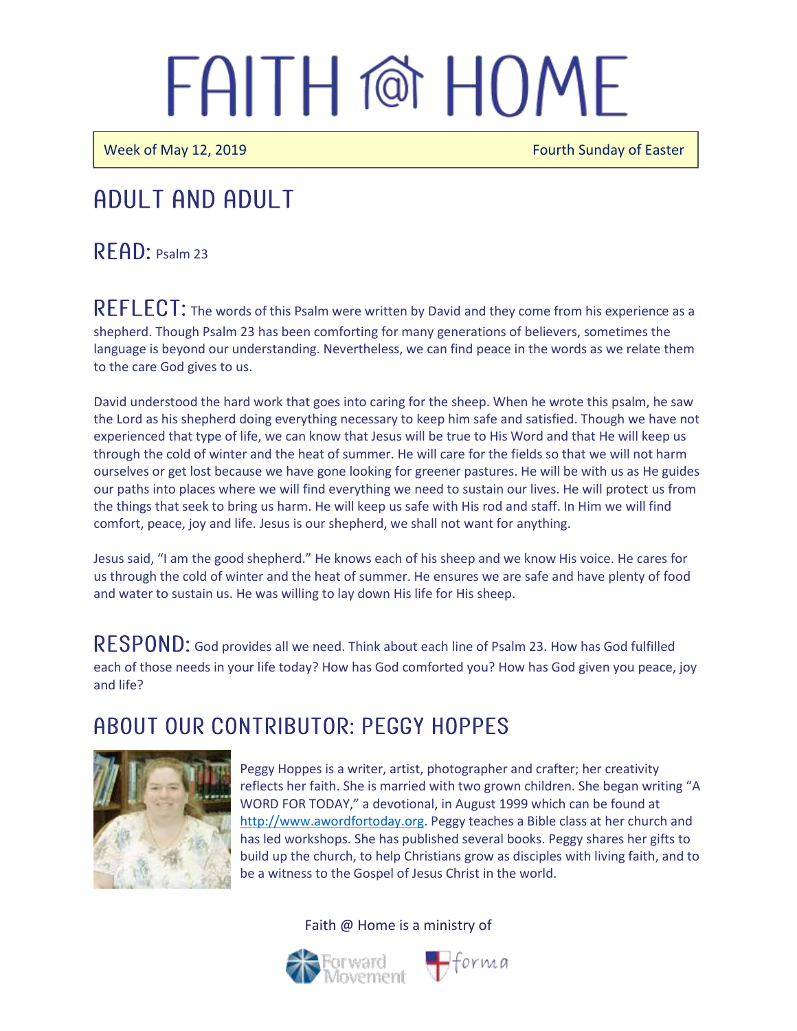# FAITH @ HOME

Week of May 12, 2019 Fourth Sunday of Easter

## ADULT AND ADULT

**READ:** Psalm 23

**REFLECT:** The words of this Psalm were written by David and they come from his experience as a shepherd. Though Psalm 23 has been comforting for many generations of believers, sometimes the language is beyond our understanding. Nevertheless, we can find peace in the words as we relate them to the care God gives to us.

David understood the hard work that goes into caring for the sheep. When he wrote this psalm, he saw the Lord as his shepherd doing everything necessary to keep him safe and satisfied. Though we have not experienced that type of life, we can know that Jesus will be true to His Word and that He will keep us through the cold of winter and the heat of summer. He will care for the fields so that we will not harm ourselves or get lost because we have gone looking for greener pastures. He will be with us as He guides our paths into places where we will find everything we need to sustain our lives. He will protect us from the things that seek to bring us harm. He will keep us safe with His rod and staff. In Him we will find comfort, peace, joy and life. Jesus is our shepherd, we shall not want for anything.

Jesus said, "I am the good shepherd." He knows each of his sheep and we know His voice. He cares for us through the cold of winter and the heat of summer. He ensures we are safe and have plenty of food and water to sustain us. He was willing to lay down His life for His sheep.

**RESPOND:** God provides all we need. Think about each line of Psalm 23. How has God fulfilled each of those needs in your life today? How has God comforted you? How has God given you peace, joy and life?

## ABOUT OUR CONTRIBUTOR: PEGGY HOPPES

Peggy Hoppes is a writer, artist, photographer and crafter; her creativity reflects her faith. She is married with two grown children. She began writing "A WORD FOR TODAY," a devotional, in August 1999 which can be found at http://www.awordfortoday.org. Peggy teaches a Bible class at her church and has led workshops. She has published several books. Peggy shares her gifts to build up the church, to help Christians grow as disciples with living faith, and to be a witness to the Gospel of Jesus Christ in the world.

Faith @ Home is a ministry of

Forward Movement forma